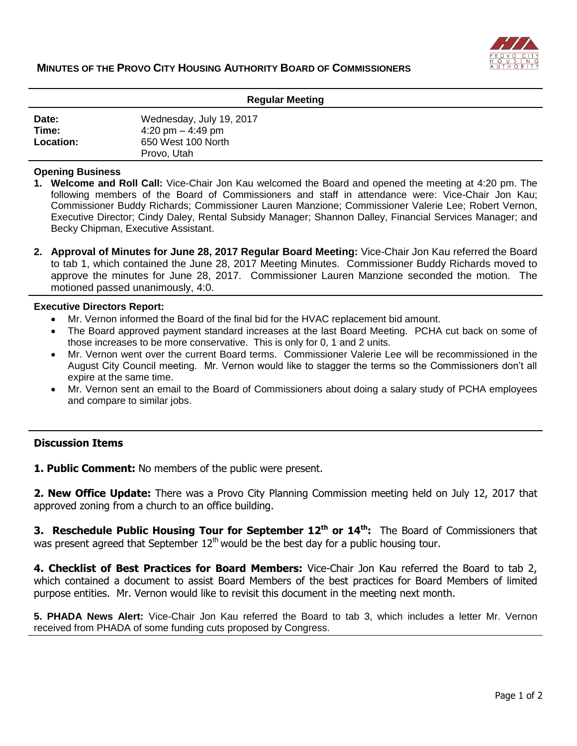# MINUTES OF THE PROVO CITY HOUSING AUTHORITY BOARD OF COMMISSIONERS

## Regular Meeting

| | |
|---|---|
| **Date:** | Wednesday, July 19, 2017 |
| **Time:** | 4:20 pm – 4:49 pm |
| **Location:** | 650 West 100 North<br>Provo, Utah |

### Opening Business

1. **Welcome and Roll Call:** Vice-Chair Jon Kau welcomed the Board and opened the meeting at 4:20 pm. The following members of the Board of Commissioners and staff in attendance were: Vice-Chair Jon Kau; Commissioner Buddy Richards; Commissioner Lauren Manzione; Commissioner Valerie Lee; Robert Vernon, Executive Director; Cindy Daley, Rental Subsidy Manager; Shannon Dalley, Financial Services Manager; and Becky Chipman, Executive Assistant.

2. **Approval of Minutes for June 28, 2017 Regular Board Meeting:** Vice-Chair Jon Kau referred the Board to tab 1, which contained the June 28, 2017 Meeting Minutes. Commissioner Buddy Richards moved to approve the minutes for June 28, 2017. Commissioner Lauren Manzione seconded the motion. The motioned passed unanimously, 4:0.

### Executive Directors Report:

- Mr. Vernon informed the Board of the final bid for the HVAC replacement bid amount.
- The Board approved payment standard increases at the last Board Meeting. PCHA cut back on some of those increases to be more conservative. This is only for 0, 1 and 2 units.
- Mr. Vernon went over the current Board terms. Commissioner Valerie Lee will be recommissioned in the August City Council meeting. Mr. Vernon would like to stagger the terms so the Commissioners don't all expire at the same time.
- Mr. Vernon sent an email to the Board of Commissioners about doing a salary study of PCHA employees and compare to similar jobs.

### Discussion Items

**1. Public Comment:** No members of the public were present.

**2. New Office Update:** There was a Provo City Planning Commission meeting held on July 12, 2017 that approved zoning from a church to an office building.

**3. Reschedule Public Housing Tour for September 12th or 14th:** The Board of Commissioners that was present agreed that September 12th would be the best day for a public housing tour.

**4. Checklist of Best Practices for Board Members:** Vice-Chair Jon Kau referred the Board to tab 2, which contained a document to assist Board Members of the best practices for Board Members of limited purpose entities. Mr. Vernon would like to revisit this document in the meeting next month.

**5. PHADA News Alert:** Vice-Chair Jon Kau referred the Board to tab 3, which includes a letter Mr. Vernon received from PHADA of some funding cuts proposed by Congress.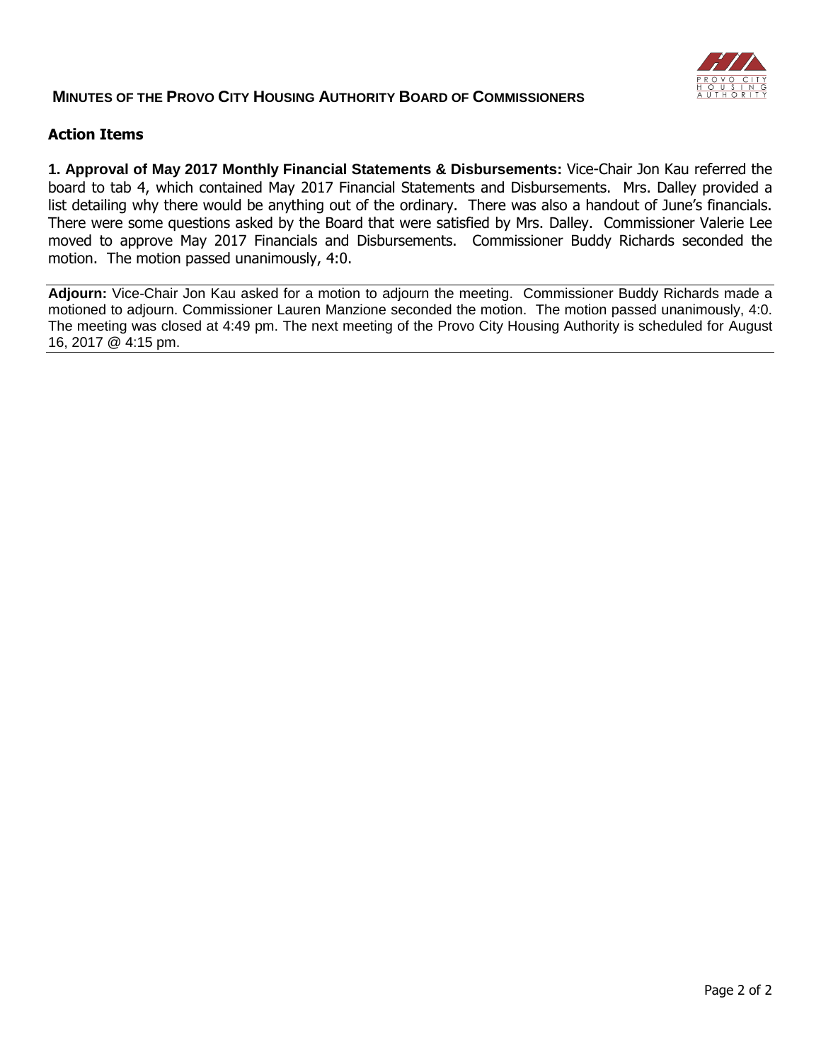**MINUTES OF THE PROVO CITY HOUSING AUTHORITY BOARD OF COMMISSIONERS**

## Action Items

**1. Approval of May 2017 Monthly Financial Statements & Disbursements:** Vice-Chair Jon Kau referred the board to tab 4, which contained May 2017 Financial Statements and Disbursements. Mrs. Dalley provided a list detailing why there would be anything out of the ordinary. There was also a handout of June's financials. There were some questions asked by the Board that were satisfied by Mrs. Dalley. Commissioner Valerie Lee moved to approve May 2017 Financials and Disbursements. Commissioner Buddy Richards seconded the motion. The motion passed unanimously, 4:0.

**Adjourn:** Vice-Chair Jon Kau asked for a motion to adjourn the meeting. Commissioner Buddy Richards made a motioned to adjourn. Commissioner Lauren Manzione seconded the motion. The motion passed unanimously, 4:0. The meeting was closed at 4:49 pm. The next meeting of the Provo City Housing Authority is scheduled for August 16, 2017 @ 4:15 pm.